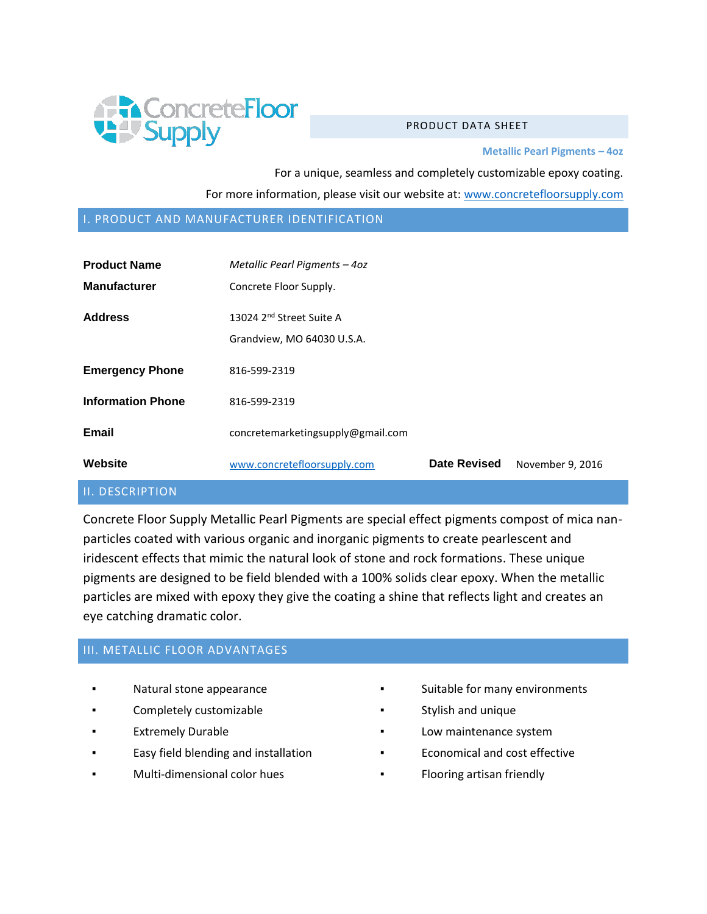ConcreteFloor Supply

PRODUCT DATA SHEET

**Metallic Pearl Pigments – 4oz**

For a unique, seamless and completely customizable epoxy coating.

For more information, please visit our website at: [www.concretefloorsupply.com](http://www.concretefloorsupply.com)

## I. PRODUCT AND MANUFACTURER IDENTIFICATION

| | |
|---|---|
| **Product Name** | *Metallic Pearl Pigments – 4oz* |
| **Manufacturer** | Concrete Floor Supply. |
| **Address** | 13024 2nd Street Suite A<br>Grandview, MO 64030 U.S.A. |
| **Emergency Phone** | 816-599-2319 |
| **Information Phone** | 816-599-2319 |
| **Email** | concretemarketingsupply@gmail.com |
| **Website** | [www.concretefloorsupply.com](http://www.concretefloorsupply.com) |
| **Date Revised** | November 9, 2016 |

## II. DESCRIPTION

Concrete Floor Supply Metallic Pearl Pigments are special effect pigments compost of mica nan-particles coated with various organic and inorganic pigments to create pearlescent and iridescent effects that mimic the natural look of stone and rock formations. These unique pigments are designed to be field blended with a 100% solids clear epoxy. When the metallic particles are mixed with epoxy they give the coating a shine that reflects light and creates an eye catching dramatic color.

## III. METALLIC FLOOR ADVANTAGES

- Natural stone appearance
- Completely customizable
- Extremely Durable
- Easy field blending and installation
- Multi-dimensional color hues
- Suitable for many environments
- Stylish and unique
- Low maintenance system
- Economical and cost effective
- Flooring artisan friendly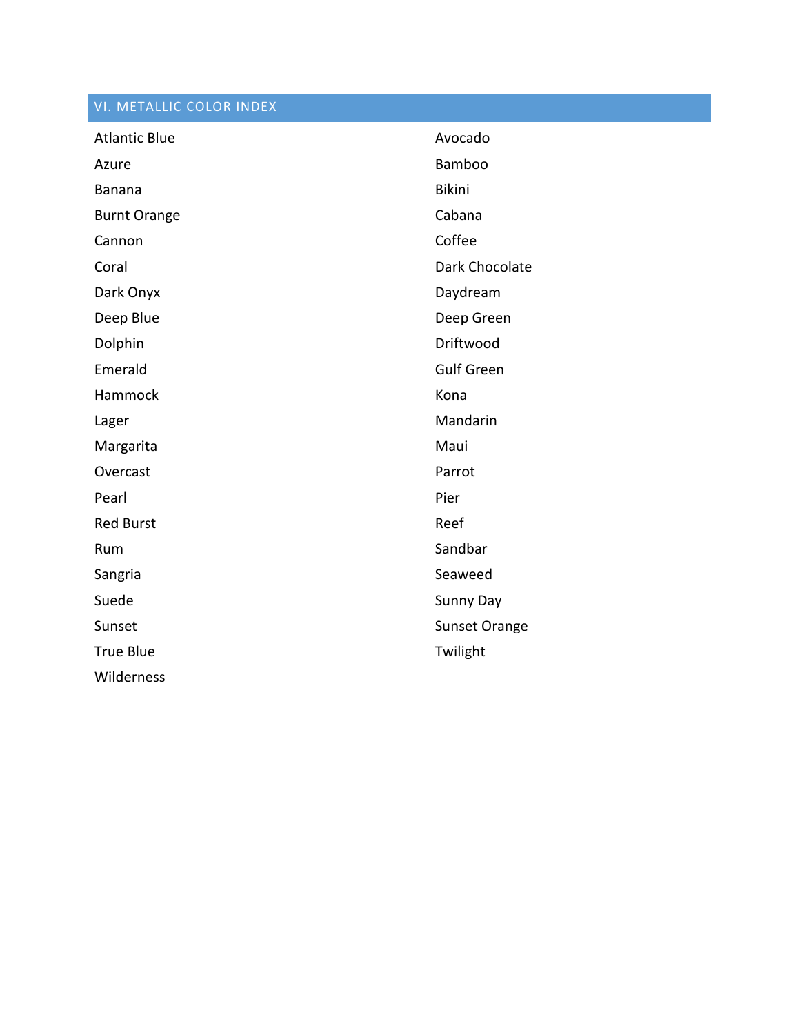## VI. METALLIC COLOR INDEX

- Atlantic Blue
- Avocado
- Azure
- Bamboo
- Banana
- Bikini
- Burnt Orange
- Cabana
- Cannon
- Coffee
- Coral
- Dark Chocolate
- Dark Onyx
- Daydream
- Deep Blue
- Deep Green
- Dolphin
- Driftwood
- Emerald
- Gulf Green
- Hammock
- Kona
- Lager
- Mandarin
- Margarita
- Maui
- Overcast
- Parrot
- Pearl
- Pier
- Red Burst
- Reef
- Rum
- Sandbar
- Sangria
- Seaweed
- Suede
- Sunny Day
- Sunset
- Sunset Orange
- True Blue
- Twilight
- Wilderness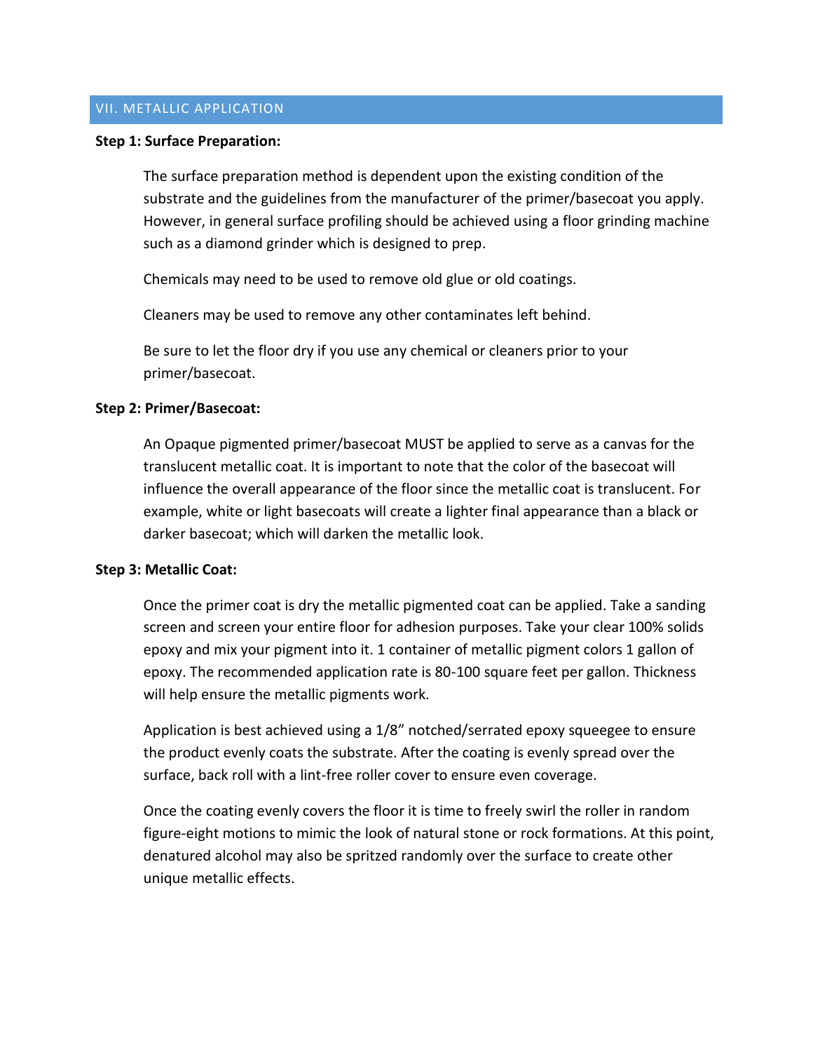## VII. METALLIC APPLICATION

**Step 1: Surface Preparation:**

The surface preparation method is dependent upon the existing condition of the substrate and the guidelines from the manufacturer of the primer/basecoat you apply. However, in general surface profiling should be achieved using a floor grinding machine such as a diamond grinder which is designed to prep.

Chemicals may need to be used to remove old glue or old coatings.

Cleaners may be used to remove any other contaminates left behind.

Be sure to let the floor dry if you use any chemical or cleaners prior to your primer/basecoat.

**Step 2: Primer/Basecoat:**

An Opaque pigmented primer/basecoat MUST be applied to serve as a canvas for the translucent metallic coat. It is important to note that the color of the basecoat will influence the overall appearance of the floor since the metallic coat is translucent. For example, white or light basecoats will create a lighter final appearance than a black or darker basecoat; which will darken the metallic look.

**Step 3: Metallic Coat:**

Once the primer coat is dry the metallic pigmented coat can be applied. Take a sanding screen and screen your entire floor for adhesion purposes. Take your clear 100% solids epoxy and mix your pigment into it. 1 container of metallic pigment colors 1 gallon of epoxy. The recommended application rate is 80-100 square feet per gallon. Thickness will help ensure the metallic pigments work.

Application is best achieved using a 1/8" notched/serrated epoxy squeegee to ensure the product evenly coats the substrate. After the coating is evenly spread over the surface, back roll with a lint-free roller cover to ensure even coverage.

Once the coating evenly covers the floor it is time to freely swirl the roller in random figure-eight motions to mimic the look of natural stone or rock formations. At this point, denatured alcohol may also be spritzed randomly over the surface to create other unique metallic effects.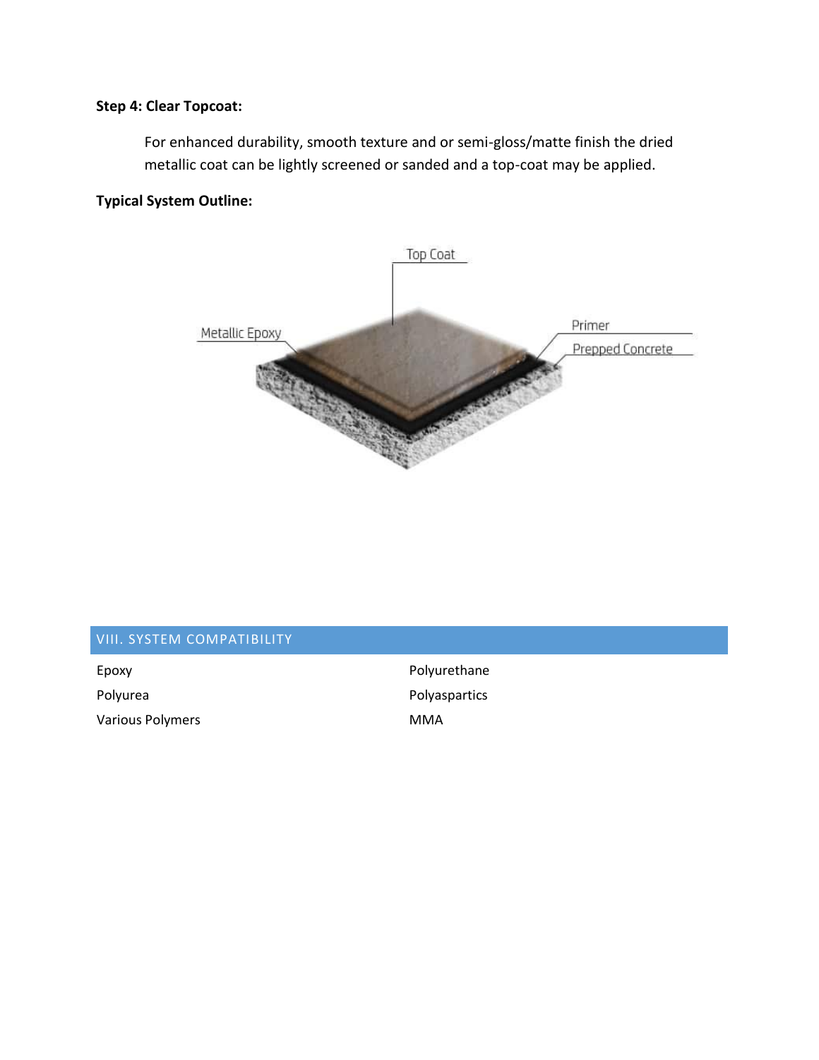**Step 4: Clear Topcoat:**

For enhanced durability, smooth texture and or semi-gloss/matte finish the dried metallic coat can be lightly screened or sanded and a top-coat may be applied.

**Typical System Outline:**

Top Coat

Metallic Epoxy

Primer

Prepped Concrete

## VIII. SYSTEM COMPATIBILITY

- Epoxy
- Polyurea
- Various Polymers
- Polyurethane
- Polyaspartics
- MMA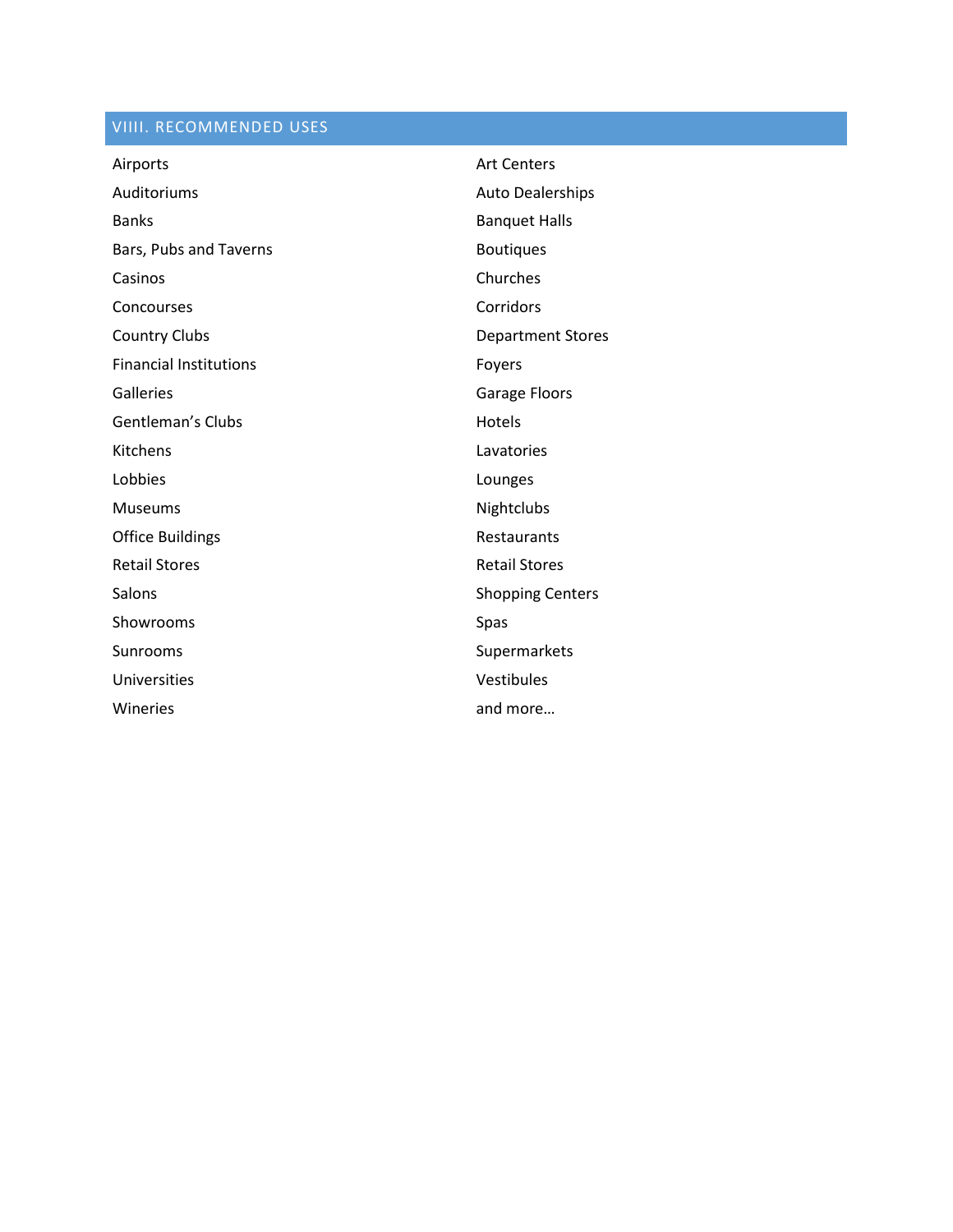## VIIII. RECOMMENDED USES

- Airports
- Art Centers
- Auditoriums
- Auto Dealerships
- Banks
- Banquet Halls
- Bars, Pubs and Taverns
- Boutiques
- Casinos
- Churches
- Concourses
- Corridors
- Country Clubs
- Department Stores
- Financial Institutions
- Foyers
- Galleries
- Garage Floors
- Gentleman's Clubs
- Hotels
- Kitchens
- Lavatories
- Lobbies
- Lounges
- Museums
- Nightclubs
- Office Buildings
- Restaurants
- Retail Stores
- Retail Stores
- Salons
- Shopping Centers
- Showrooms
- Spas
- Sunrooms
- Supermarkets
- Universities
- Vestibules
- Wineries
- and more…